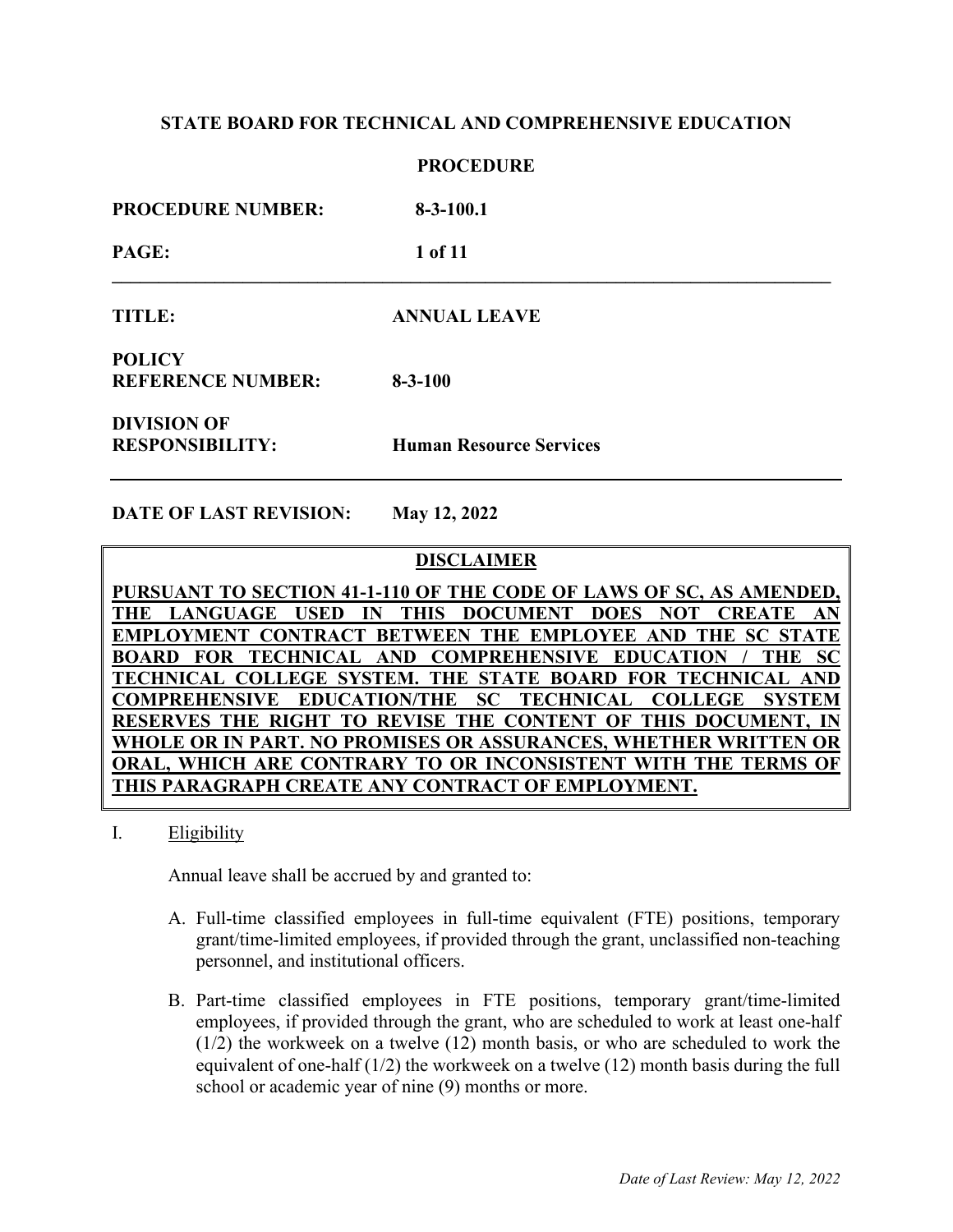**STATE BOARD FOR TECHNICAL AND COMPREHENSIVE EDUCATION**

**PROCEDURE**

**PROCEDURE NUMBER:** 8-3-100.1

**PAGE:** 1 of 11

---

**TITLE:** ANNUAL LEAVE

**POLICY REFERENCE NUMBER:** 8-3-100

**DIVISION OF RESPONSIBILITY:** Human Resource Services

---

**DATE OF LAST REVISION:** May 12, 2022

**DISCLAIMER**

**PURSUANT TO SECTION 41-1-110 OF THE CODE OF LAWS OF SC, AS AMENDED, THE LANGUAGE USED IN THIS DOCUMENT DOES NOT CREATE AN EMPLOYMENT CONTRACT BETWEEN THE EMPLOYEE AND THE SC STATE BOARD FOR TECHNICAL AND COMPREHENSIVE EDUCATION / THE SC TECHNICAL COLLEGE SYSTEM. THE STATE BOARD FOR TECHNICAL AND COMPREHENSIVE EDUCATION/THE SC TECHNICAL COLLEGE SYSTEM RESERVES THE RIGHT TO REVISE THE CONTENT OF THIS DOCUMENT, IN WHOLE OR IN PART. NO PROMISES OR ASSURANCES, WHETHER WRITTEN OR ORAL, WHICH ARE CONTRARY TO OR INCONSISTENT WITH THE TERMS OF THIS PARAGRAPH CREATE ANY CONTRACT OF EMPLOYMENT.**

I. Eligibility

Annual leave shall be accrued by and granted to:

A. Full-time classified employees in full-time equivalent (FTE) positions, temporary grant/time-limited employees, if provided through the grant, unclassified non-teaching personnel, and institutional officers.

B. Part-time classified employees in FTE positions, temporary grant/time-limited employees, if provided through the grant, who are scheduled to work at least one-half (1/2) the workweek on a twelve (12) month basis, or who are scheduled to work the equivalent of one-half (1/2) the workweek on a twelve (12) month basis during the full school or academic year of nine (9) months or more.

*Date of Last Review: May 12, 2022*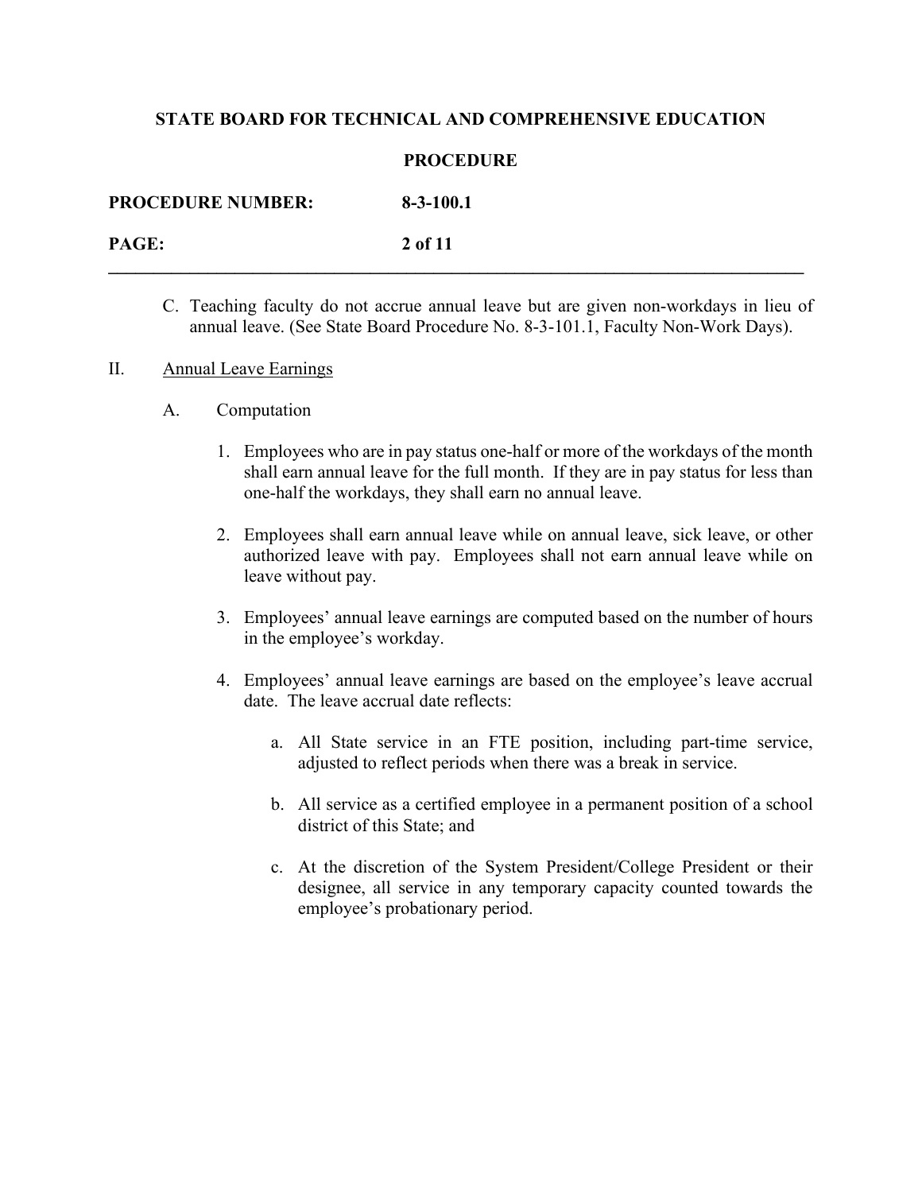C. Teaching faculty do not accrue annual leave but are given non-workdays in lieu of annual leave. (See State Board Procedure No. 8-3-101.1, Faculty Non-Work Days).

II. <u>Annual Leave Earnings</u>

A. Computation

1. Employees who are in pay status one-half or more of the workdays of the month shall earn annual leave for the full month. If they are in pay status for less than one-half the workdays, they shall earn no annual leave.

2. Employees shall earn annual leave while on annual leave, sick leave, or other authorized leave with pay. Employees shall not earn annual leave while on leave without pay.

3. Employees' annual leave earnings are computed based on the number of hours in the employee's workday.

4. Employees' annual leave earnings are based on the employee's leave accrual date. The leave accrual date reflects:

   a. All State service in an FTE position, including part-time service, adjusted to reflect periods when there was a break in service.

   b. All service as a certified employee in a permanent position of a school district of this State; and

   c. At the discretion of the System President/College President or their designee, all service in any temporary capacity counted towards the employee's probationary period.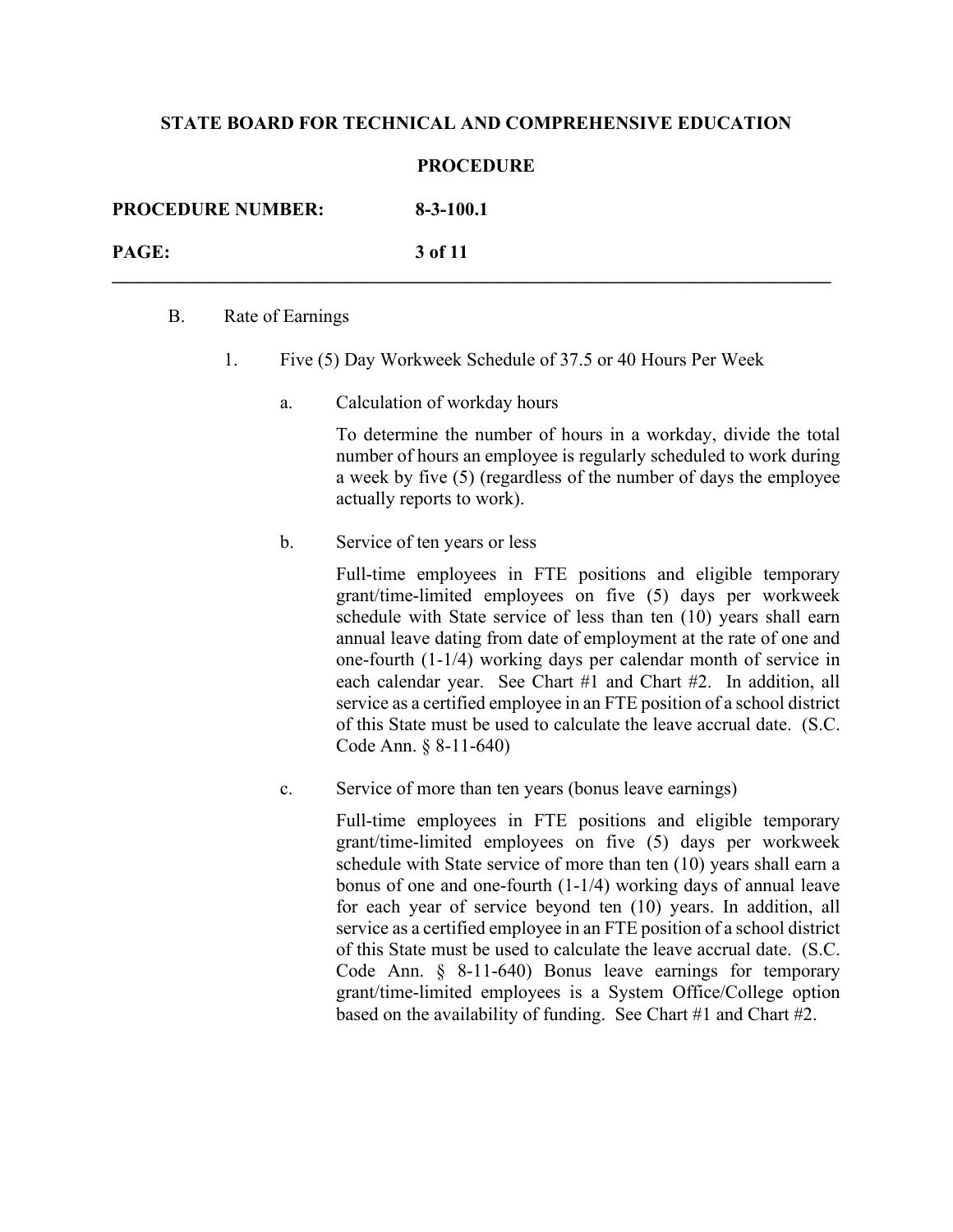B. Rate of Earnings

1. Five (5) Day Workweek Schedule of 37.5 or 40 Hours Per Week

   a. Calculation of workday hours

      To determine the number of hours in a workday, divide the total number of hours an employee is regularly scheduled to work during a week by five (5) (regardless of the number of days the employee actually reports to work).

   b. Service of ten years or less

      Full-time employees in FTE positions and eligible temporary grant/time-limited employees on five (5) days per workweek schedule with State service of less than ten (10) years shall earn annual leave dating from date of employment at the rate of one and one-fourth (1-1/4) working days per calendar month of service in each calendar year. See Chart #1 and Chart #2. In addition, all service as a certified employee in an FTE position of a school district of this State must be used to calculate the leave accrual date. (S.C. Code Ann. § 8-11-640)

   c. Service of more than ten years (bonus leave earnings)

      Full-time employees in FTE positions and eligible temporary grant/time-limited employees on five (5) days per workweek schedule with State service of more than ten (10) years shall earn a bonus of one and one-fourth (1-1/4) working days of annual leave for each year of service beyond ten (10) years. In addition, all service as a certified employee in an FTE position of a school district of this State must be used to calculate the leave accrual date. (S.C. Code Ann. § 8-11-640) Bonus leave earnings for temporary grant/time-limited employees is a System Office/College option based on the availability of funding. See Chart #1 and Chart #2.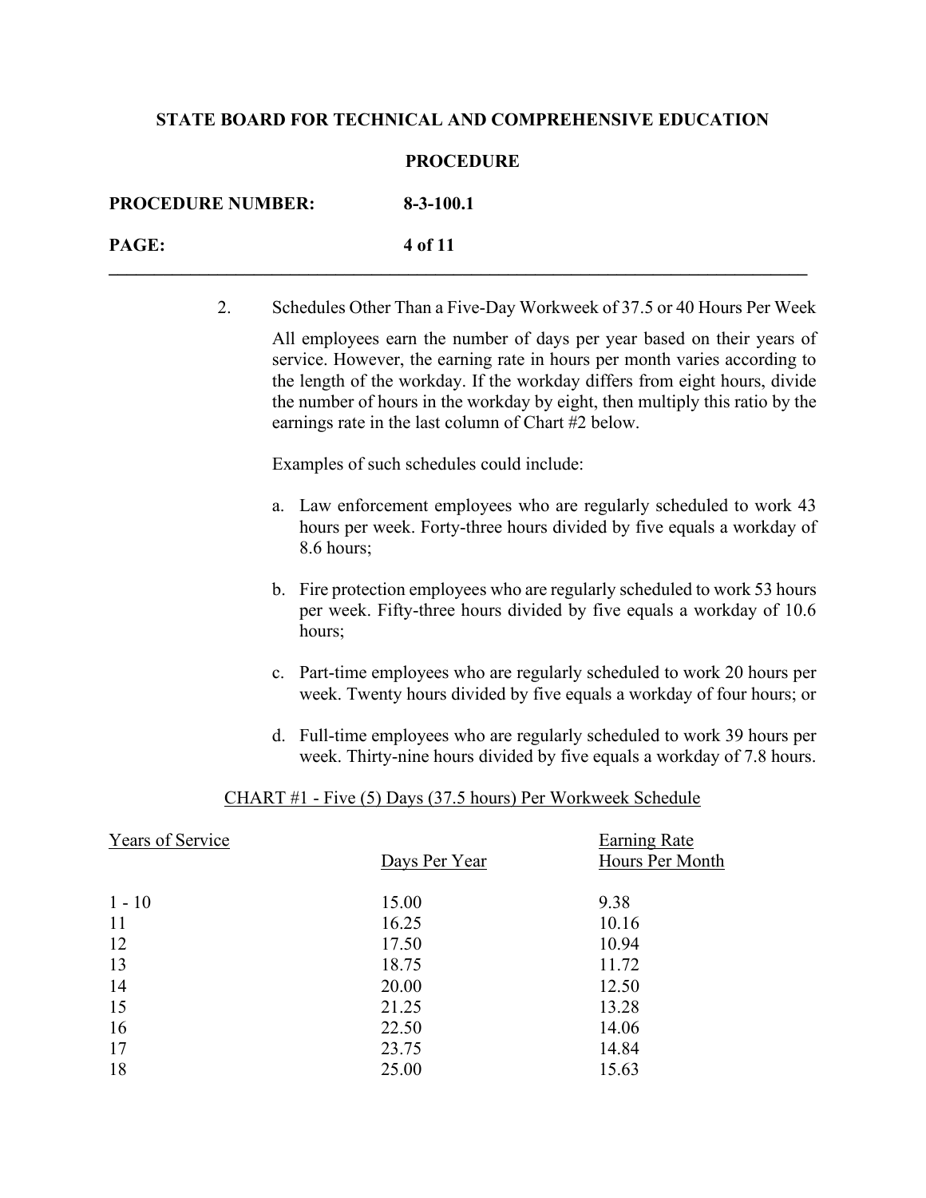2. Schedules Other Than a Five-Day Workweek of 37.5 or 40 Hours Per Week

All employees earn the number of days per year based on their years of service. However, the earning rate in hours per month varies according to the length of the workday. If the workday differs from eight hours, divide the number of hours in the workday by eight, then multiply this ratio by the earnings rate in the last column of Chart #2 below.

Examples of such schedules could include:

a. Law enforcement employees who are regularly scheduled to work 43 hours per week. Forty-three hours divided by five equals a workday of 8.6 hours;

b. Fire protection employees who are regularly scheduled to work 53 hours per week. Fifty-three hours divided by five equals a workday of 10.6 hours;

c. Part-time employees who are regularly scheduled to work 20 hours per week. Twenty hours divided by five equals a workday of four hours; or

d. Full-time employees who are regularly scheduled to work 39 hours per week. Thirty-nine hours divided by five equals a workday of 7.8 hours.

CHART #1 - Five (5) Days (37.5 hours) Per Workweek Schedule

| Years of Service | Days Per Year | Earning Rate Hours Per Month |
|---|---|---|
| 1 - 10 | 15.00 | 9.38 |
| 11 | 16.25 | 10.16 |
| 12 | 17.50 | 10.94 |
| 13 | 18.75 | 11.72 |
| 14 | 20.00 | 12.50 |
| 15 | 21.25 | 13.28 |
| 16 | 22.50 | 14.06 |
| 17 | 23.75 | 14.84 |
| 18 | 25.00 | 15.63 |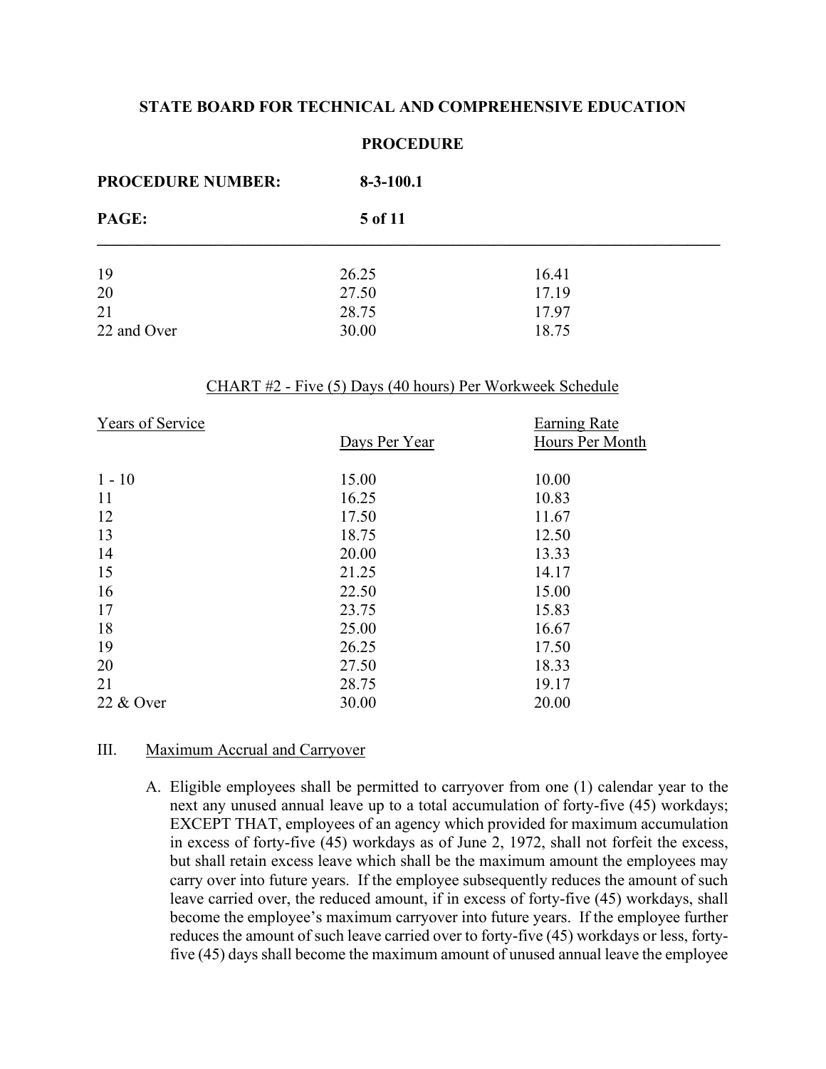| | | |
|---|---|---|
| 19 | 26.25 | 16.41 |
| 20 | 27.50 | 17.19 |
| 21 | 28.75 | 17.97 |
| 22 and Over | 30.00 | 18.75 |

CHART #2 - Five (5) Days (40 hours) Per Workweek Schedule

| Years of Service | Days Per Year | Earning Rate Hours Per Month |
|---|---|---|
| 1 - 10 | 15.00 | 10.00 |
| 11 | 16.25 | 10.83 |
| 12 | 17.50 | 11.67 |
| 13 | 18.75 | 12.50 |
| 14 | 20.00 | 13.33 |
| 15 | 21.25 | 14.17 |
| 16 | 22.50 | 15.00 |
| 17 | 23.75 | 15.83 |
| 18 | 25.00 | 16.67 |
| 19 | 26.25 | 17.50 |
| 20 | 27.50 | 18.33 |
| 21 | 28.75 | 19.17 |
| 22 & Over | 30.00 | 20.00 |

III. Maximum Accrual and Carryover

A. Eligible employees shall be permitted to carryover from one (1) calendar year to the next any unused annual leave up to a total accumulation of forty-five (45) workdays; EXCEPT THAT, employees of an agency which provided for maximum accumulation in excess of forty-five (45) workdays as of June 2, 1972, shall not forfeit the excess, but shall retain excess leave which shall be the maximum amount the employees may carry over into future years. If the employee subsequently reduces the amount of such leave carried over, the reduced amount, if in excess of forty-five (45) workdays, shall become the employee's maximum carryover into future years. If the employee further reduces the amount of such leave carried over to forty-five (45) workdays or less, forty-five (45) days shall become the maximum amount of unused annual leave the employee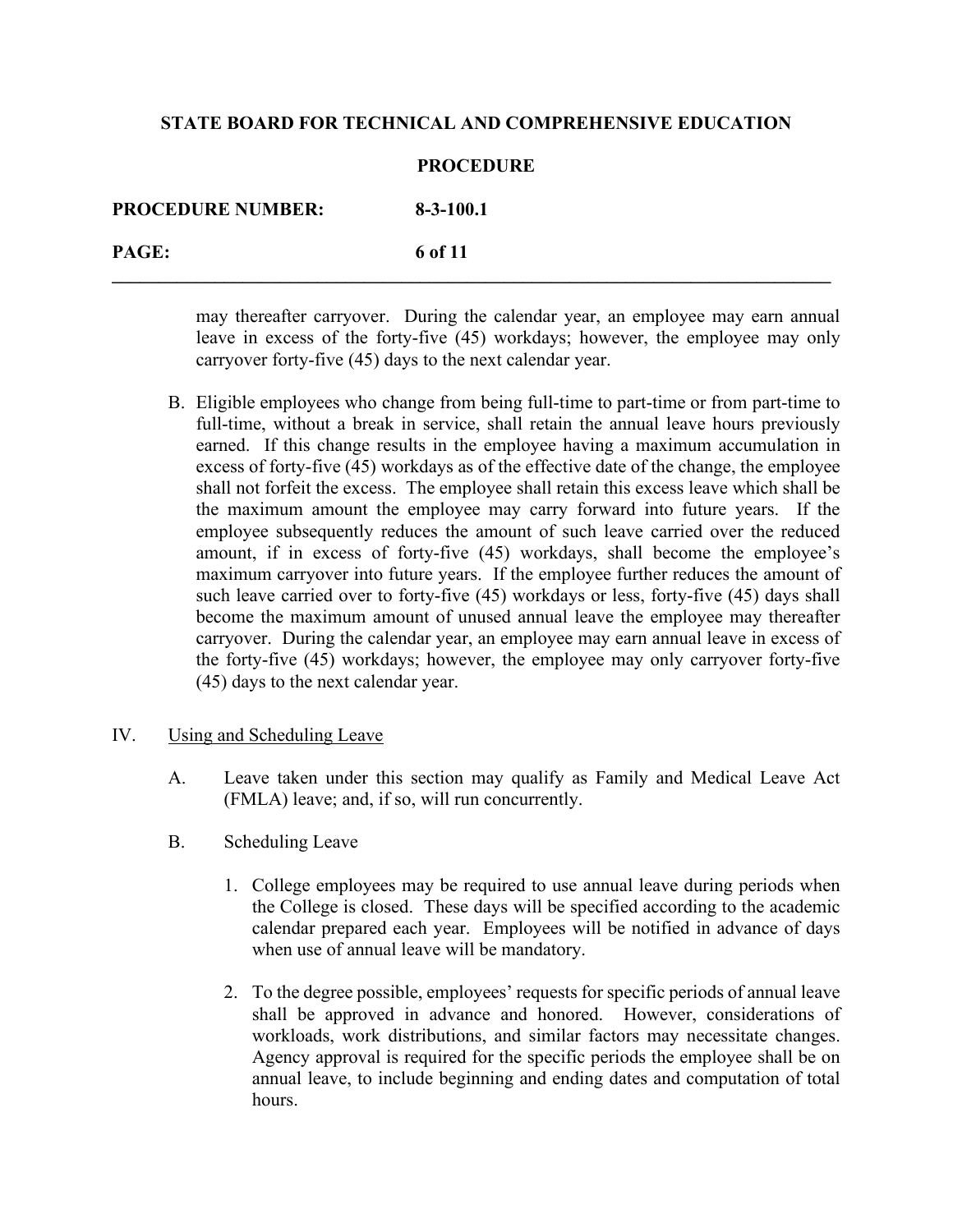may thereafter carryover. During the calendar year, an employee may earn annual leave in excess of the forty-five (45) workdays; however, the employee may only carryover forty-five (45) days to the next calendar year.

B. Eligible employees who change from being full-time to part-time or from part-time to full-time, without a break in service, shall retain the annual leave hours previously earned. If this change results in the employee having a maximum accumulation in excess of forty-five (45) workdays as of the effective date of the change, the employee shall not forfeit the excess. The employee shall retain this excess leave which shall be the maximum amount the employee may carry forward into future years. If the employee subsequently reduces the amount of such leave carried over the reduced amount, if in excess of forty-five (45) workdays, shall become the employee's maximum carryover into future years. If the employee further reduces the amount of such leave carried over to forty-five (45) workdays or less, forty-five (45) days shall become the maximum amount of unused annual leave the employee may thereafter carryover. During the calendar year, an employee may earn annual leave in excess of the forty-five (45) workdays; however, the employee may only carryover forty-five (45) days to the next calendar year.

IV. <u>Using and Scheduling Leave</u>

A. Leave taken under this section may qualify as Family and Medical Leave Act (FMLA) leave; and, if so, will run concurrently.

B. Scheduling Leave

1. College employees may be required to use annual leave during periods when the College is closed. These days will be specified according to the academic calendar prepared each year. Employees will be notified in advance of days when use of annual leave will be mandatory.

2. To the degree possible, employees' requests for specific periods of annual leave shall be approved in advance and honored. However, considerations of workloads, work distributions, and similar factors may necessitate changes. Agency approval is required for the specific periods the employee shall be on annual leave, to include beginning and ending dates and computation of total hours.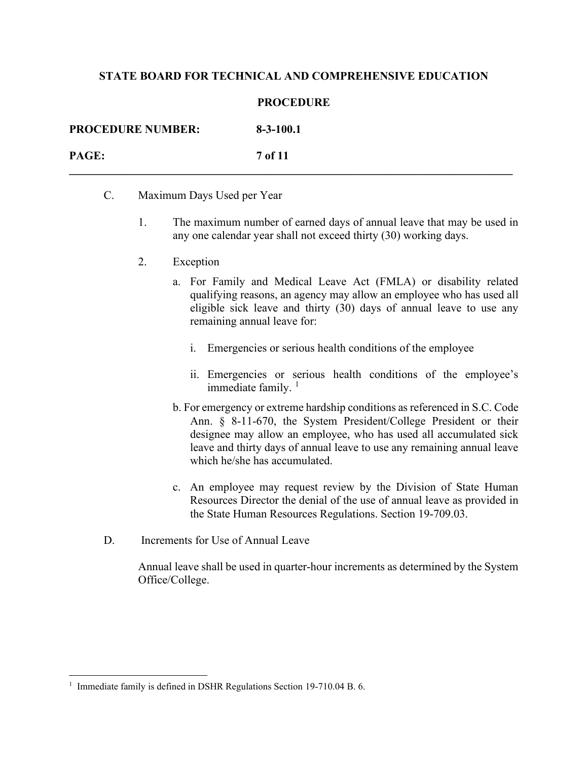C. Maximum Days Used per Year

1. The maximum number of earned days of annual leave that may be used in any one calendar year shall not exceed thirty (30) working days.

2. Exception

   a. For Family and Medical Leave Act (FMLA) or disability related qualifying reasons, an agency may allow an employee who has used all eligible sick leave and thirty (30) days of annual leave to use any remaining annual leave for:

      i. Emergencies or serious health conditions of the employee

      ii. Emergencies or serious health conditions of the employee's immediate family. [1]

   b. For emergency or extreme hardship conditions as referenced in S.C. Code Ann. § 8-11-670, the System President/College President or their designee may allow an employee, who has used all accumulated sick leave and thirty days of annual leave to use any remaining annual leave which he/she has accumulated.

   c. An employee may request review by the Division of State Human Resources Director the denial of the use of annual leave as provided in the State Human Resources Regulations. Section 19-709.03.

D. Increments for Use of Annual Leave

Annual leave shall be used in quarter-hour increments as determined by the System Office/College.

---

[1] Immediate family is defined in DSHR Regulations Section 19-710.04 B. 6.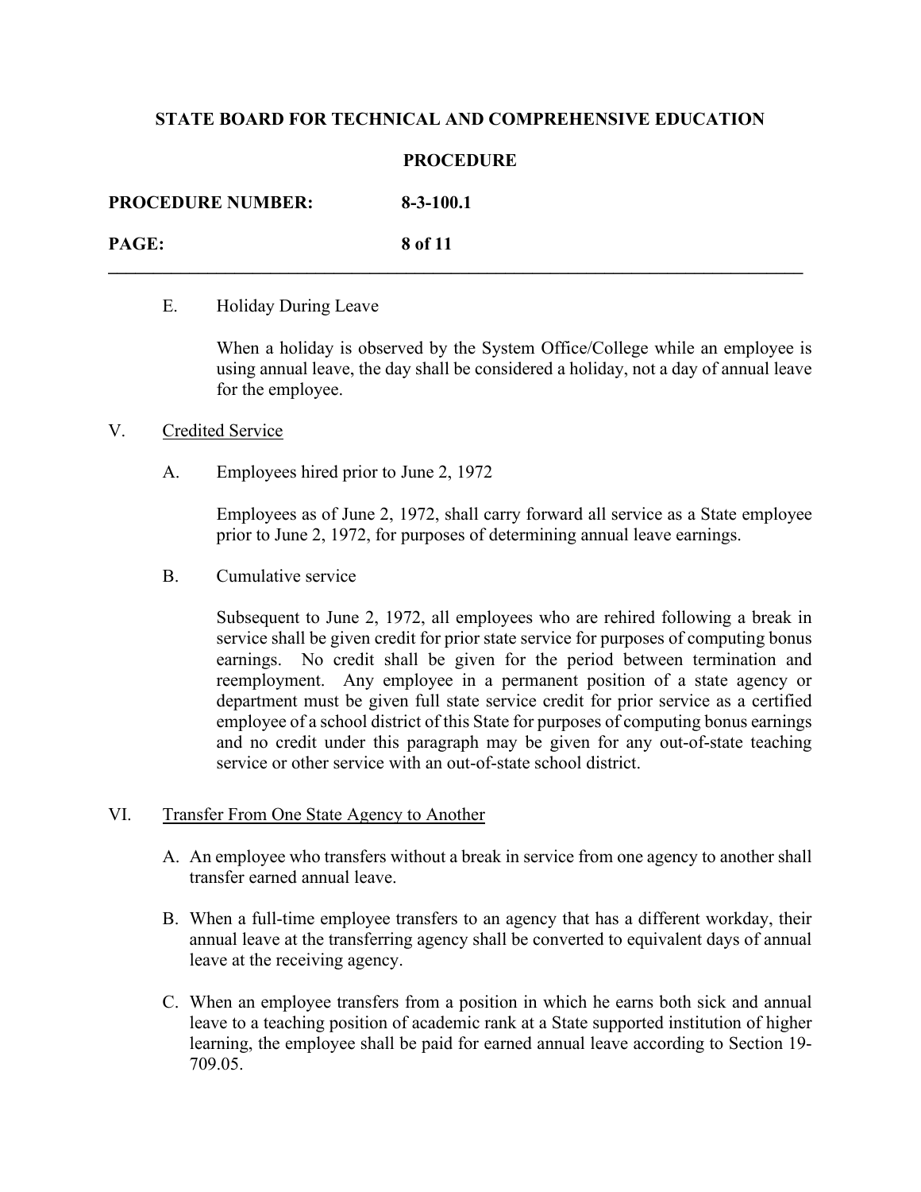E. Holiday During Leave

When a holiday is observed by the System Office/College while an employee is using annual leave, the day shall be considered a holiday, not a day of annual leave for the employee.

V. Credited Service

A. Employees hired prior to June 2, 1972

Employees as of June 2, 1972, shall carry forward all service as a State employee prior to June 2, 1972, for purposes of determining annual leave earnings.

B. Cumulative service

Subsequent to June 2, 1972, all employees who are rehired following a break in service shall be given credit for prior state service for purposes of computing bonus earnings. No credit shall be given for the period between termination and reemployment. Any employee in a permanent position of a state agency or department must be given full state service credit for prior service as a certified employee of a school district of this State for purposes of computing bonus earnings and no credit under this paragraph may be given for any out-of-state teaching service or other service with an out-of-state school district.

VI. Transfer From One State Agency to Another

A. An employee who transfers without a break in service from one agency to another shall transfer earned annual leave.

B. When a full-time employee transfers to an agency that has a different workday, their annual leave at the transferring agency shall be converted to equivalent days of annual leave at the receiving agency.

C. When an employee transfers from a position in which he earns both sick and annual leave to a teaching position of academic rank at a State supported institution of higher learning, the employee shall be paid for earned annual leave according to Section 19-709.05.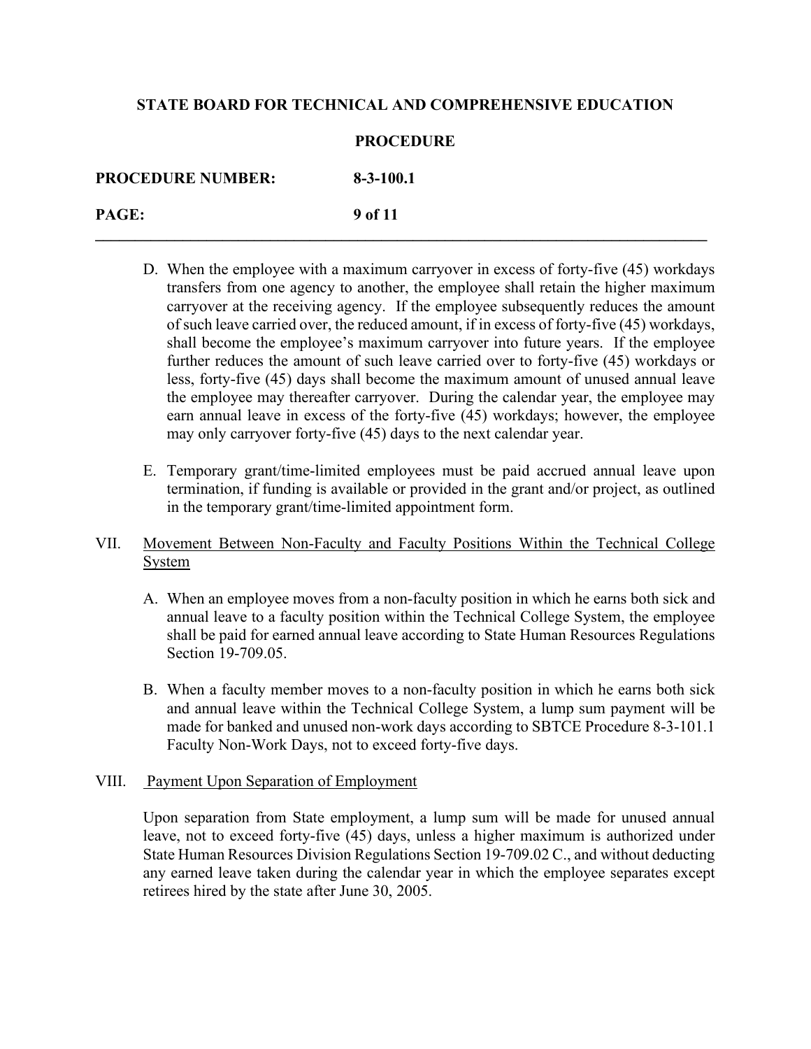D. When the employee with a maximum carryover in excess of forty-five (45) workdays transfers from one agency to another, the employee shall retain the higher maximum carryover at the receiving agency. If the employee subsequently reduces the amount of such leave carried over, the reduced amount, if in excess of forty-five (45) workdays, shall become the employee's maximum carryover into future years. If the employee further reduces the amount of such leave carried over to forty-five (45) workdays or less, forty-five (45) days shall become the maximum amount of unused annual leave the employee may thereafter carryover. During the calendar year, the employee may earn annual leave in excess of the forty-five (45) workdays; however, the employee may only carryover forty-five (45) days to the next calendar year.

E. Temporary grant/time-limited employees must be paid accrued annual leave upon termination, if funding is available or provided in the grant and/or project, as outlined in the temporary grant/time-limited appointment form.

VII. Movement Between Non-Faculty and Faculty Positions Within the Technical College System

A. When an employee moves from a non-faculty position in which he earns both sick and annual leave to a faculty position within the Technical College System, the employee shall be paid for earned annual leave according to State Human Resources Regulations Section 19-709.05.

B. When a faculty member moves to a non-faculty position in which he earns both sick and annual leave within the Technical College System, a lump sum payment will be made for banked and unused non-work days according to SBTCE Procedure 8-3-101.1 Faculty Non-Work Days, not to exceed forty-five days.

VIII. Payment Upon Separation of Employment

Upon separation from State employment, a lump sum will be made for unused annual leave, not to exceed forty-five (45) days, unless a higher maximum is authorized under State Human Resources Division Regulations Section 19-709.02 C., and without deducting any earned leave taken during the calendar year in which the employee separates except retirees hired by the state after June 30, 2005.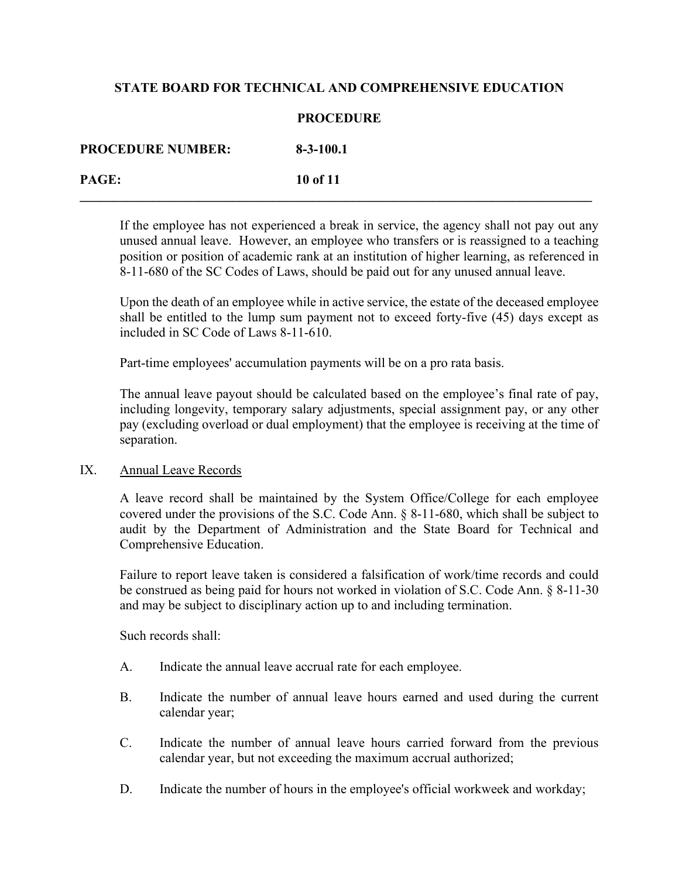If the employee has not experienced a break in service, the agency shall not pay out any unused annual leave. However, an employee who transfers or is reassigned to a teaching position or position of academic rank at an institution of higher learning, as referenced in 8-11-680 of the SC Codes of Laws, should be paid out for any unused annual leave.

Upon the death of an employee while in active service, the estate of the deceased employee shall be entitled to the lump sum payment not to exceed forty-five (45) days except as included in SC Code of Laws 8-11-610.

Part-time employees' accumulation payments will be on a pro rata basis.

The annual leave payout should be calculated based on the employee's final rate of pay, including longevity, temporary salary adjustments, special assignment pay, or any other pay (excluding overload or dual employment) that the employee is receiving at the time of separation.

IX. <u>Annual Leave Records</u>

A leave record shall be maintained by the System Office/College for each employee covered under the provisions of the S.C. Code Ann. § 8-11-680, which shall be subject to audit by the Department of Administration and the State Board for Technical and Comprehensive Education.

Failure to report leave taken is considered a falsification of work/time records and could be construed as being paid for hours not worked in violation of S.C. Code Ann. § 8-11-30 and may be subject to disciplinary action up to and including termination.

Such records shall:

A. Indicate the annual leave accrual rate for each employee.

B. Indicate the number of annual leave hours earned and used during the current calendar year;

C. Indicate the number of annual leave hours carried forward from the previous calendar year, but not exceeding the maximum accrual authorized;

D. Indicate the number of hours in the employee's official workweek and workday;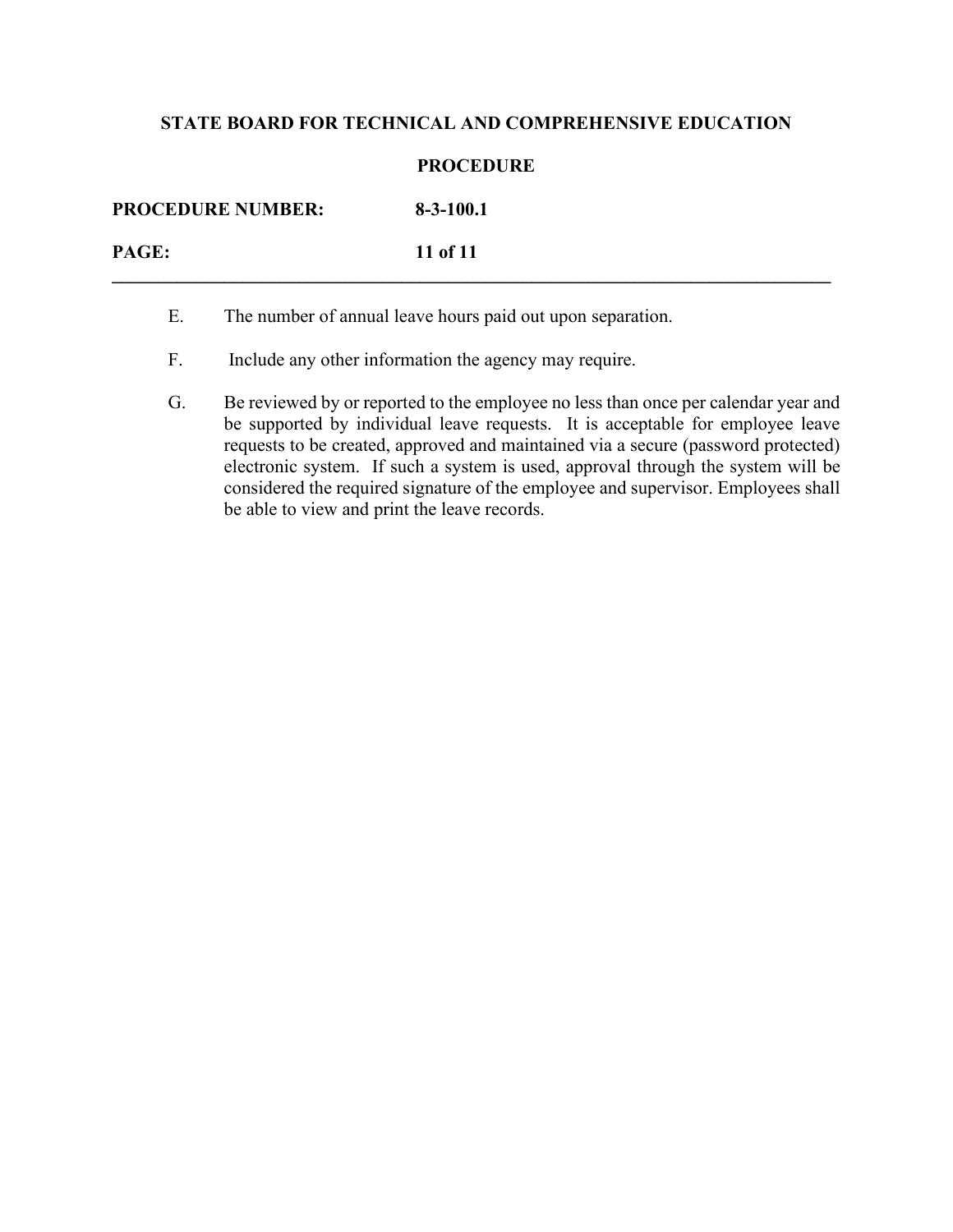E. The number of annual leave hours paid out upon separation.

F. Include any other information the agency may require.

G. Be reviewed by or reported to the employee no less than once per calendar year and be supported by individual leave requests. It is acceptable for employee leave requests to be created, approved and maintained via a secure (password protected) electronic system. If such a system is used, approval through the system will be considered the required signature of the employee and supervisor. Employees shall be able to view and print the leave records.